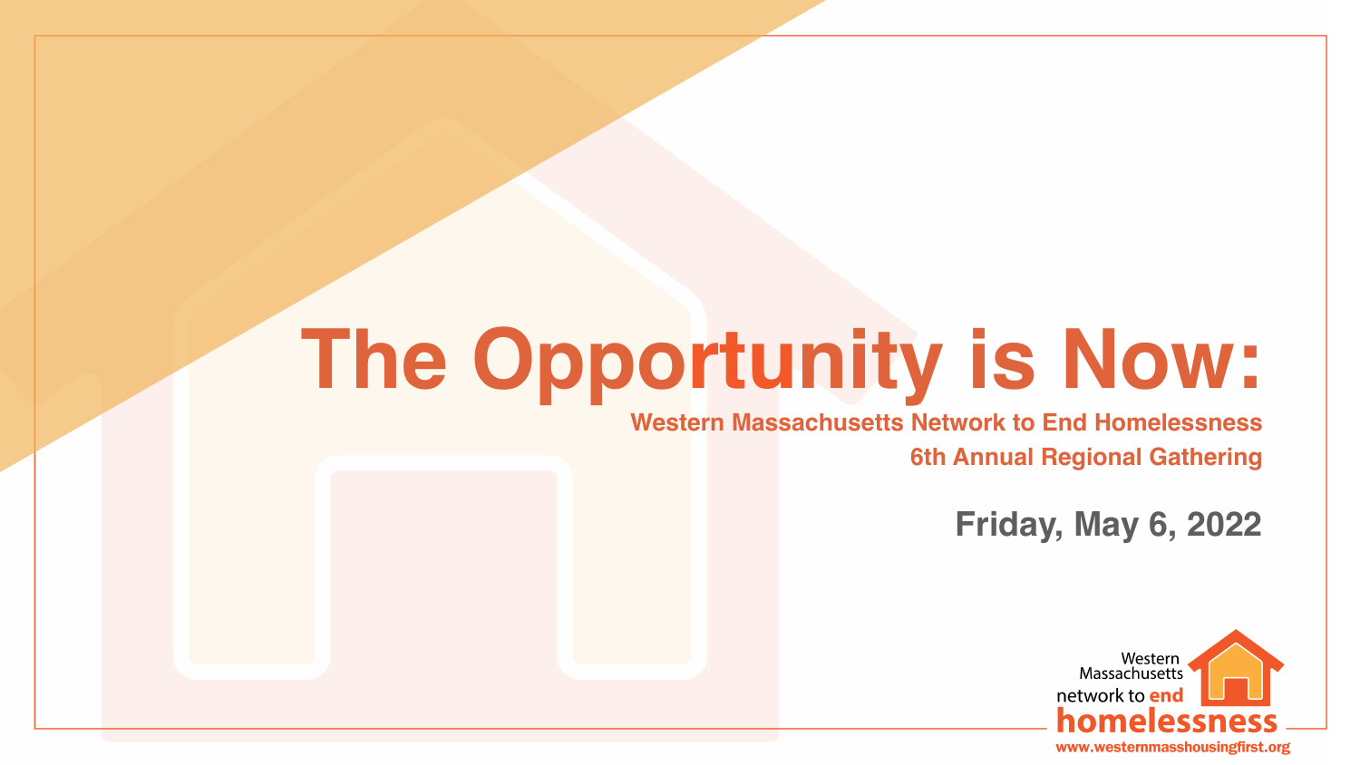# The Opportunity is Now:

**Western Massachusetts Network to End Homelessness**
**6th Annual Regional Gathering**

**Friday, May 6, 2022**

Western Massachusetts network to end homelessness

www.westernmasshousingfirst.org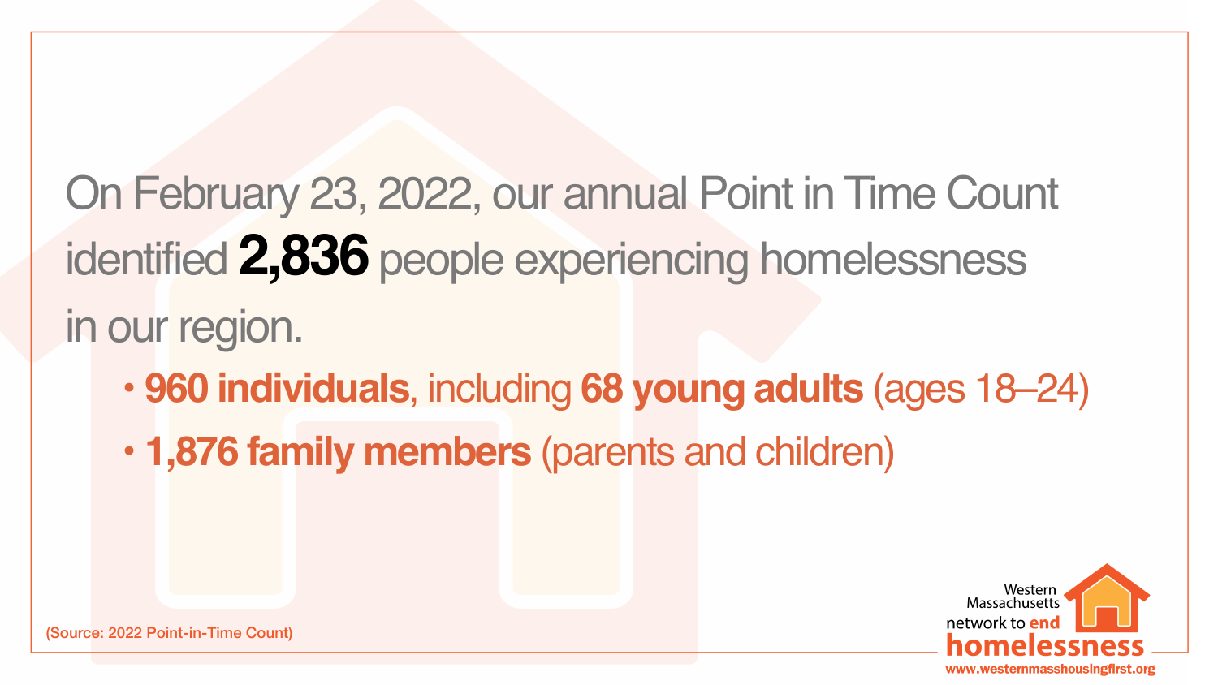On February 23, 2022, our annual Point in Time Count identified **2,836** people experiencing homelessness in our region.

- **960 individuals**, including **68 young adults** (ages 18–24)
- **1,876 family members** (parents and children)

(Source: 2022 Point-in-Time Count)

Western Massachusetts network to end homelessness

www.westernmasshousingfirst.org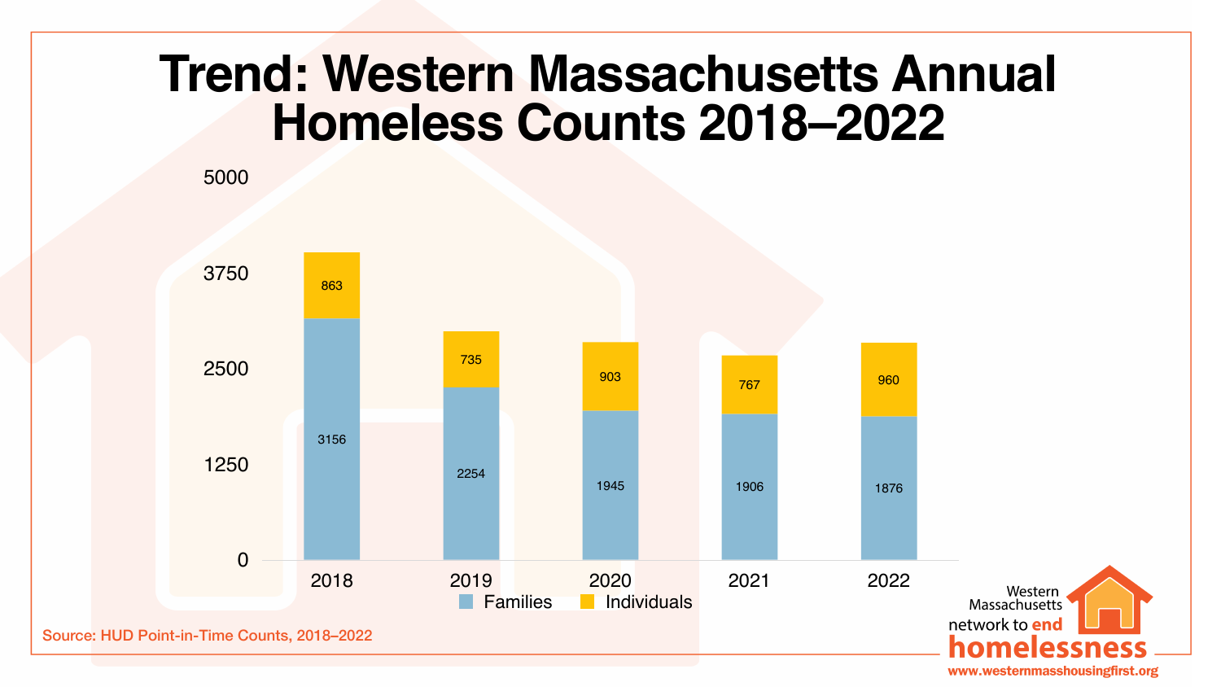# Trend: Western Massachusetts Annual Homeless Counts 2018–2022

| Year | Families | Individuals |
| --- | --- | --- |
| 2018 | 3156 | 863 |
| 2019 | 2254 | 735 |
| 2020 | 1945 | 903 |
| 2021 | 1906 | 767 |
| 2022 | 1876 | 960 |

Source: HUD Point-in-Time Counts, 2018–2022

Western Massachusetts network to end homelessness
www.westernmasshousingfirst.org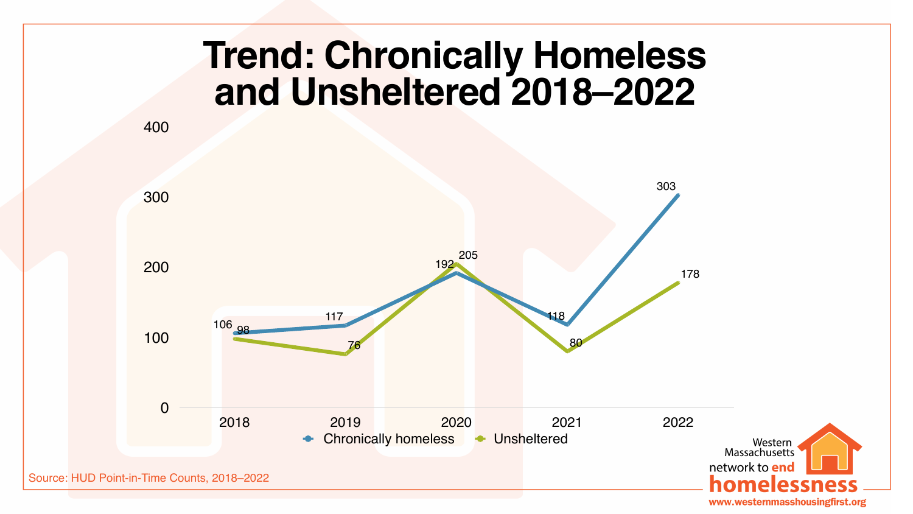# Trend: Chronically Homeless and Unsheltered 2018–2022

| Year | Chronically homeless | Unsheltered |
|---|---|---|
| 2018 | 106 | 98 |
| 2019 | 117 | 76 |
| 2020 | 192 | 205 |
| 2021 | 118 | 80 |
| 2022 | 303 | 178 |

Source: HUD Point-in-Time Counts, 2018–2022

Western Massachusetts network to end homelessness

www.westernmasshousingfirst.org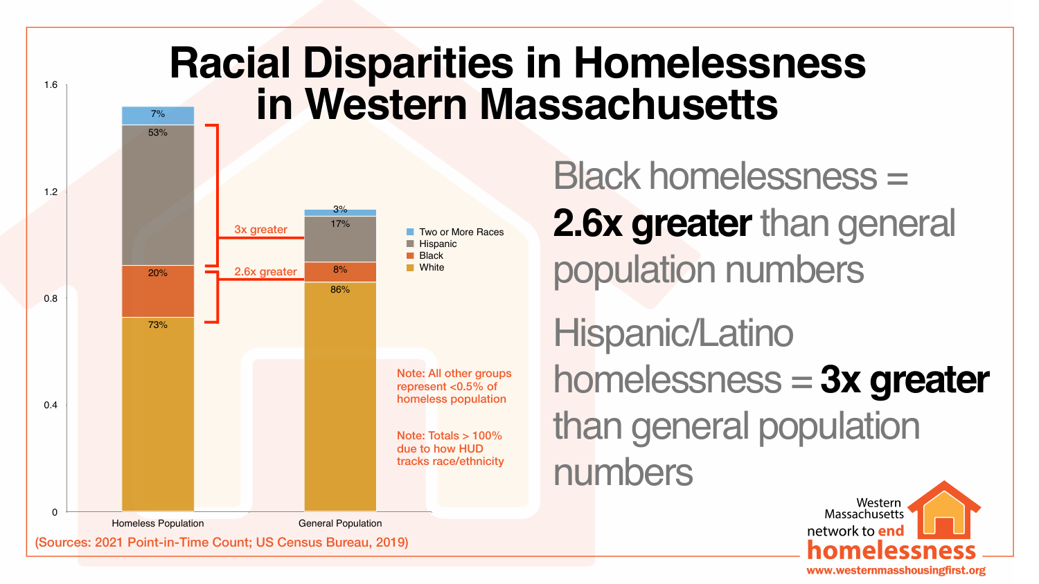# Racial Disparities in Homelessness in Western Massachusetts

| | Homeless Population | General Population |
|---|---|---|
| Two or More Races | 7% | 3% |
| Hispanic | 53% | 17% |
| Black | 20% | 8% |
| White | 73% | 86% |

Hispanic: 3x greater

Black: 2.6x greater

Note: All other groups represent <0.5% of homeless population

Note: Totals > 100% due to how HUD tracks race/ethnicity

(Sources: 2021 Point-in-Time Count; US Census Bureau, 2019)

Black homelessness = **2.6x greater** than general population numbers

Hispanic/Latino homelessness = **3x greater** than general population numbers

Western Massachusetts network to end homelessness

www.westernmasshousingfirst.org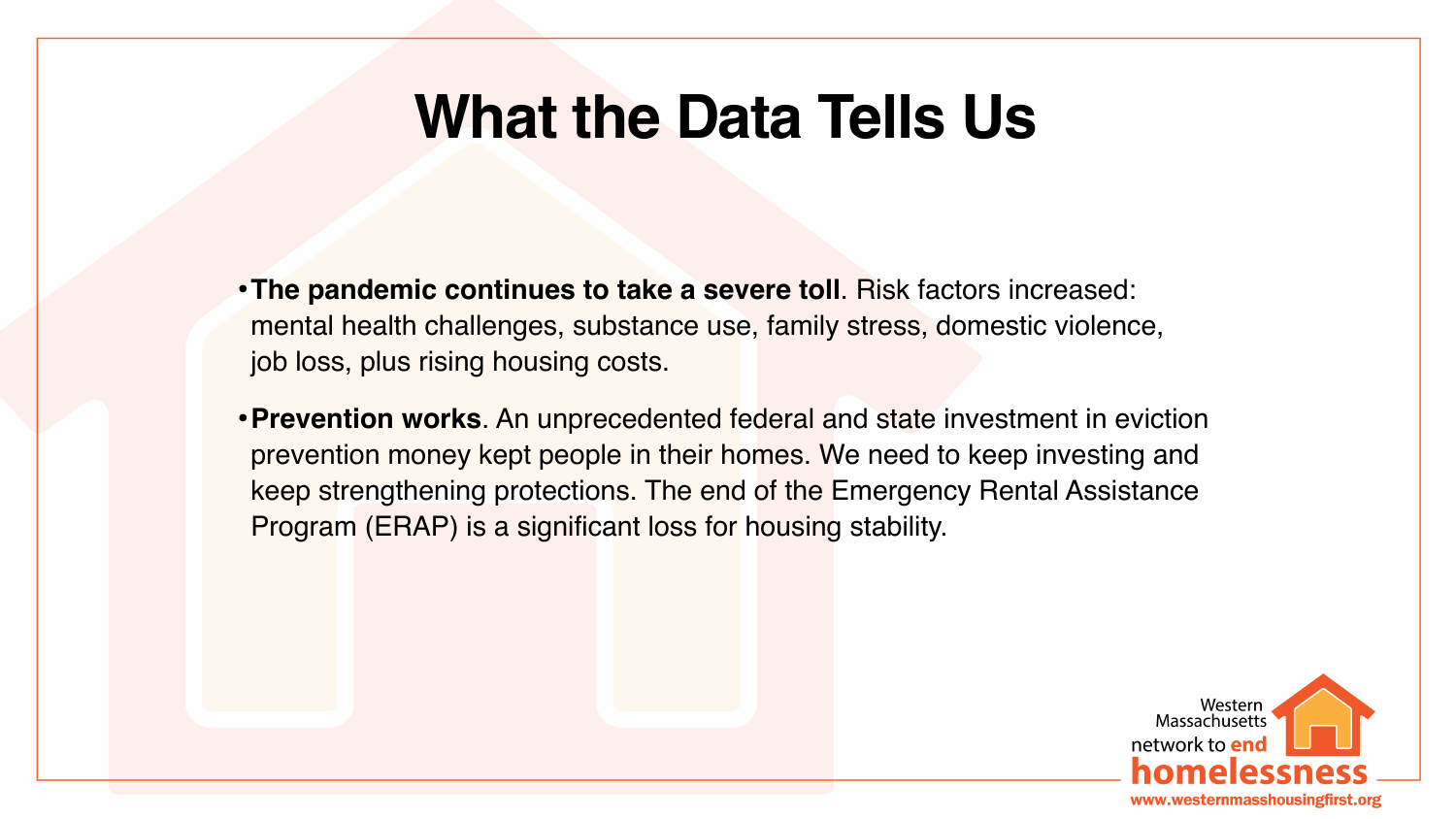# What the Data Tells Us

- **The pandemic continues to take a severe toll**. Risk factors increased: mental health challenges, substance use, family stress, domestic violence, job loss, plus rising housing costs.
- **Prevention works**. An unprecedented federal and state investment in eviction prevention money kept people in their homes. We need to keep investing and keep strengthening protections. The end of the Emergency Rental Assistance Program (ERAP) is a significant loss for housing stability.

Western Massachusetts network to end homelessness
www.westernmasshousingfirst.org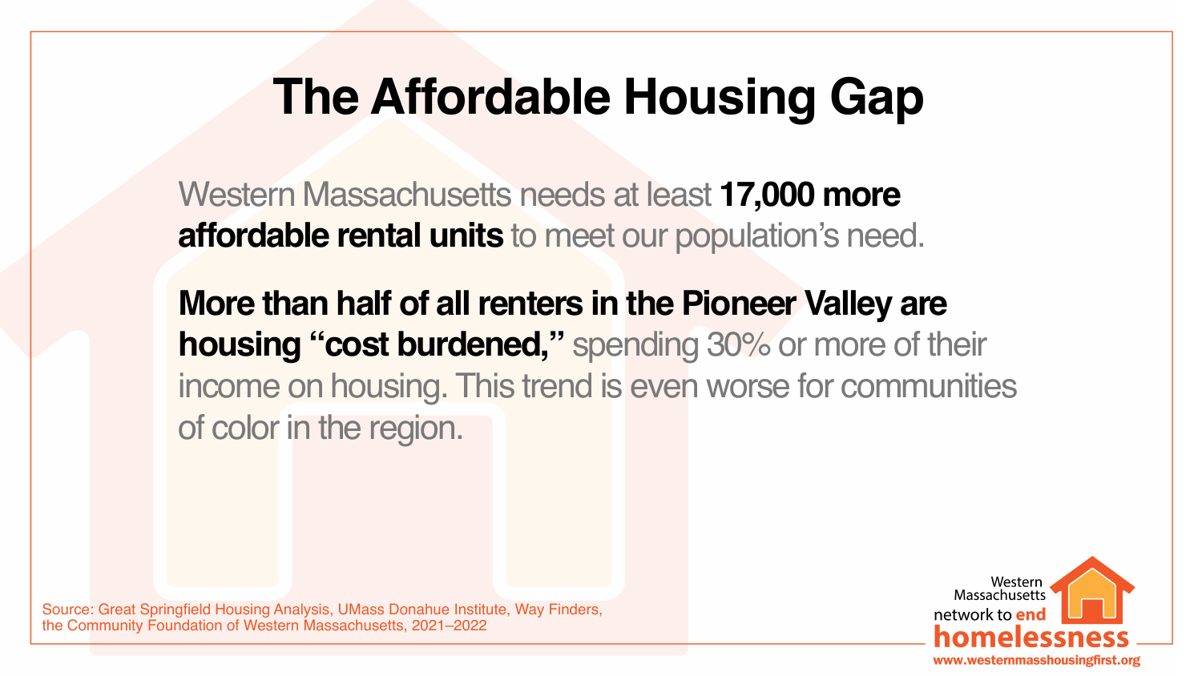# The Affordable Housing Gap

Western Massachusetts needs at least **17,000 more affordable rental units** to meet our population's need.

**More than half of all renters in the Pioneer Valley are housing "cost burdened,"** spending 30% or more of their income on housing. This trend is even worse for communities of color in the region.

Source: Great Springfield Housing Analysis, UMass Donahue Institute, Way Finders, the Community Foundation of Western Massachusetts, 2021–2022

Western Massachusetts network to end homelessness

www.westernmasshousingfirst.org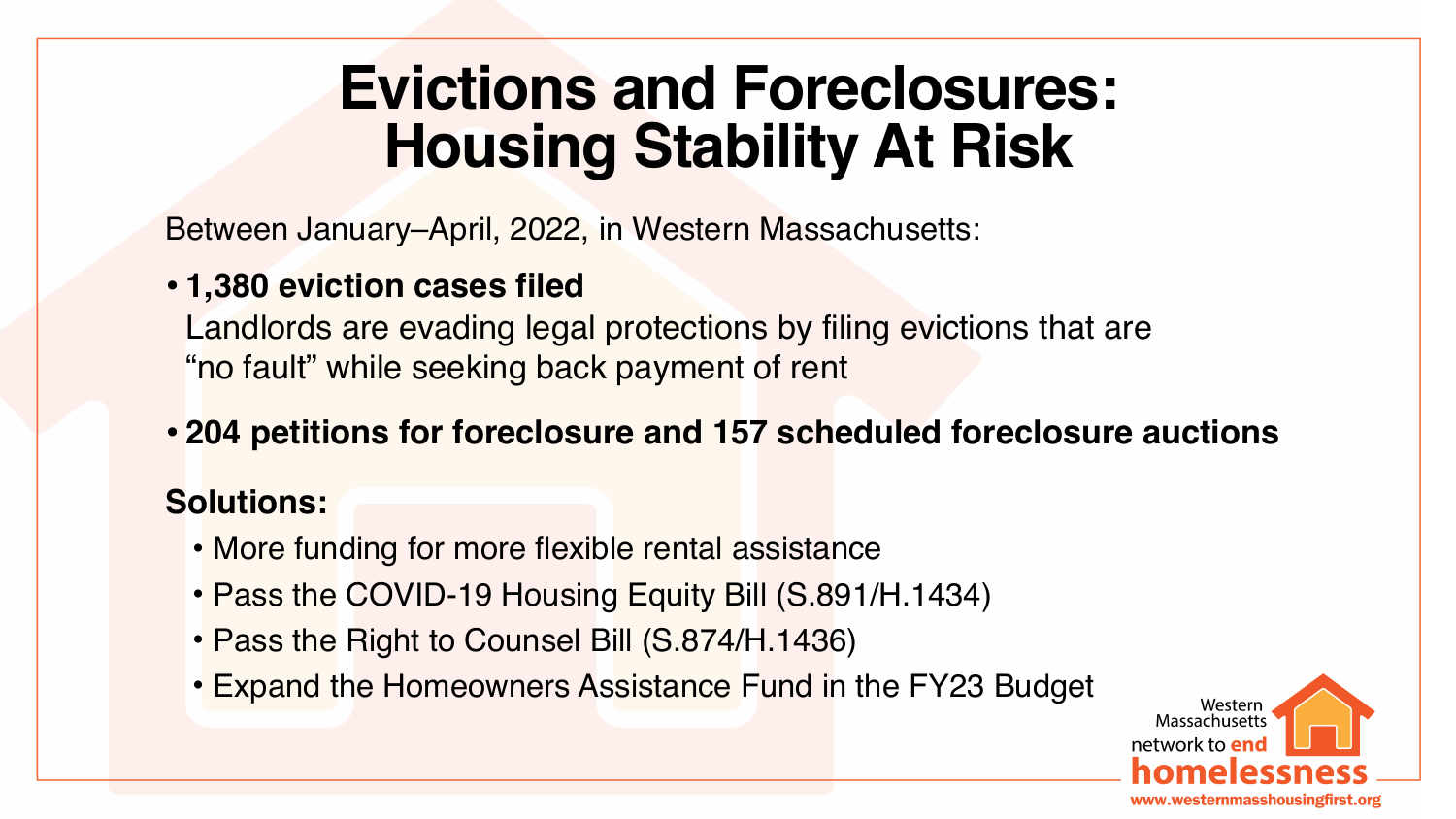# Evictions and Foreclosures: Housing Stability At Risk

Between January–April, 2022, in Western Massachusetts:

- **1,380 eviction cases filed**
  Landlords are evading legal protections by filing evictions that are "no fault" while seeking back payment of rent
- **204 petitions for foreclosure and 157 scheduled foreclosure auctions**

**Solutions:**

- More funding for more flexible rental assistance
- Pass the COVID-19 Housing Equity Bill (S.891/H.1434)
- Pass the Right to Counsel Bill (S.874/H.1436)
- Expand the Homeowners Assistance Fund in the FY23 Budget

Western Massachusetts network to end homelessness
www.westernmasshousingfirst.org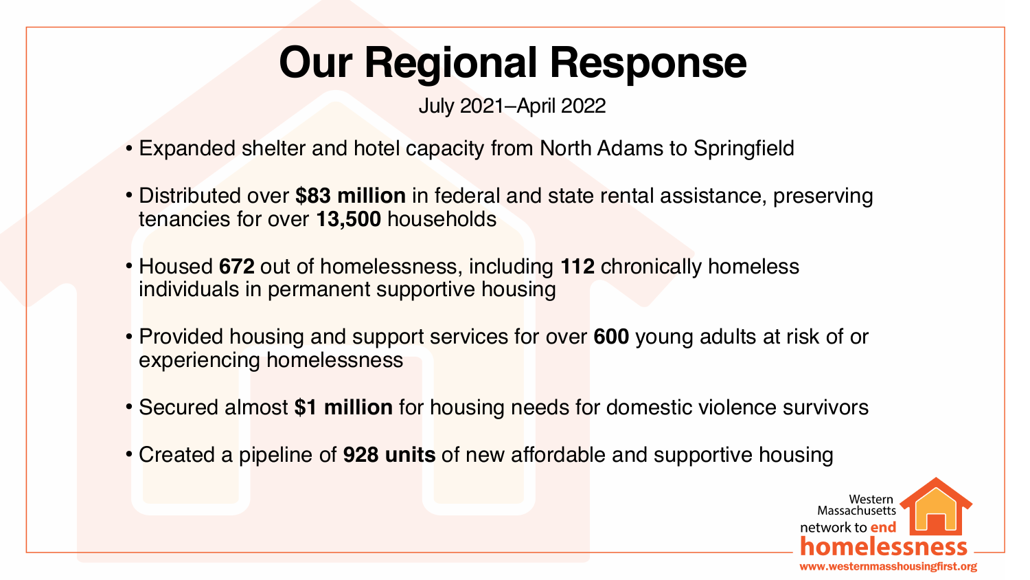# Our Regional Response

July 2021–April 2022

- Expanded shelter and hotel capacity from North Adams to Springfield
- Distributed over **$83 million** in federal and state rental assistance, preserving tenancies for over **13,500** households
- Housed **672** out of homelessness, including **112** chronically homeless individuals in permanent supportive housing
- Provided housing and support services for over **600** young adults at risk of or experiencing homelessness
- Secured almost **$1 million** for housing needs for domestic violence survivors
- Created a pipeline of **928 units** of new affordable and supportive housing

Western Massachusetts network to end homelessness
www.westernmasshousingfirst.org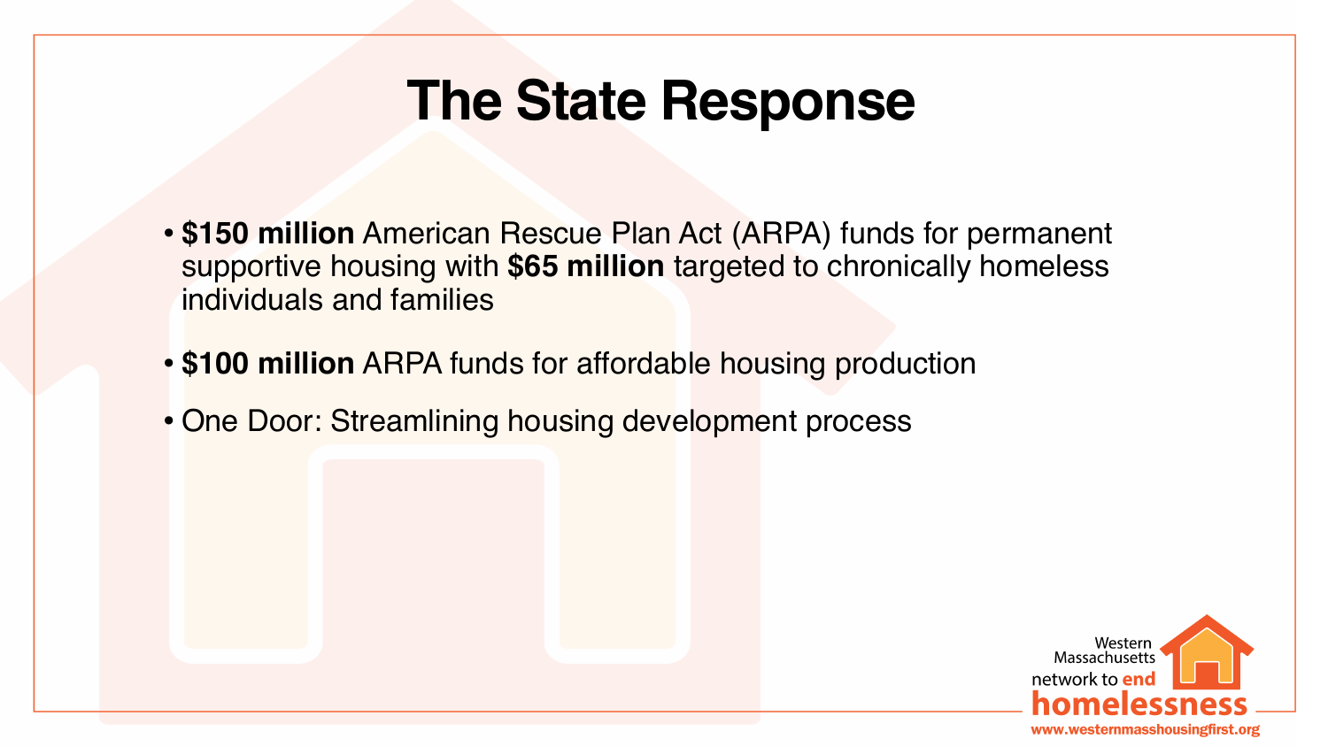# The State Response

- **$150 million** American Rescue Plan Act (ARPA) funds for permanent supportive housing with **$65 million** targeted to chronically homeless individuals and families
- **$100 million** ARPA funds for affordable housing production
- One Door: Streamlining housing development process

Western Massachusetts network to end homelessness
www.westernmasshousingfirst.org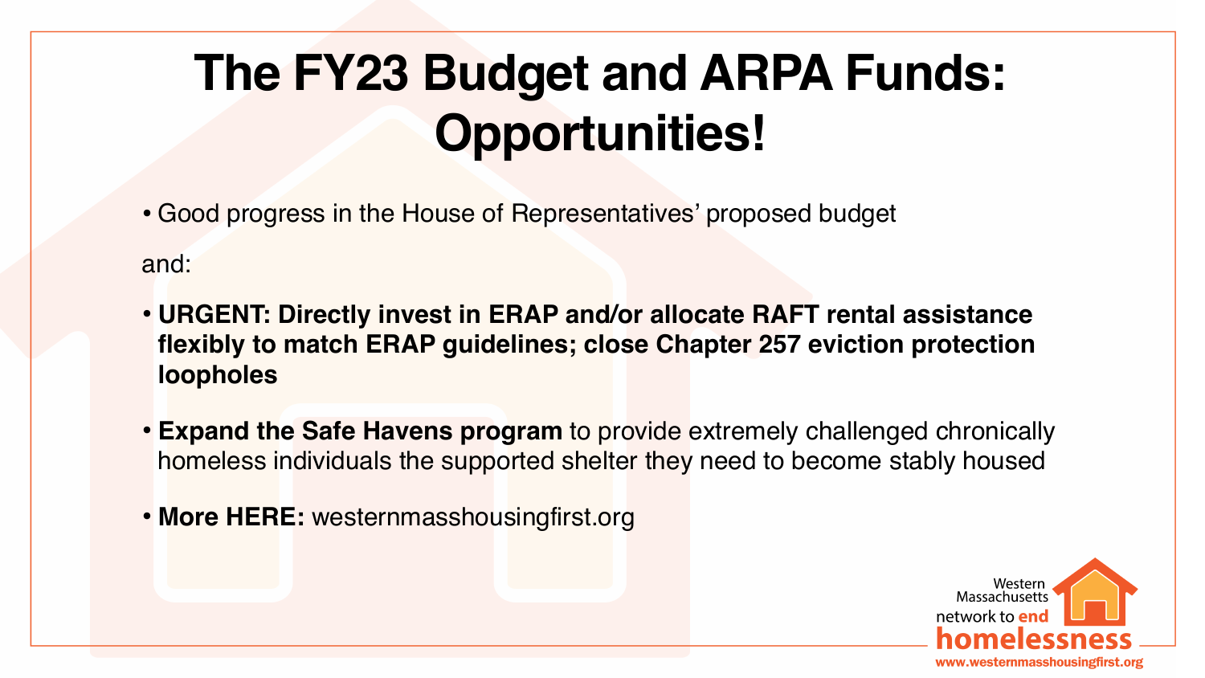# The FY23 Budget and ARPA Funds: Opportunities!

- Good progress in the House of Representatives' proposed budget

and:

- **URGENT: Directly invest in ERAP and/or allocate RAFT rental assistance flexibly to match ERAP guidelines; close Chapter 257 eviction protection loopholes**
- **Expand the Safe Havens program** to provide extremely challenged chronically homeless individuals the supported shelter they need to become stably housed
- **More HERE:** westernmasshousingfirst.org

Western Massachusetts network to end homelessness
www.westernmasshousingfirst.org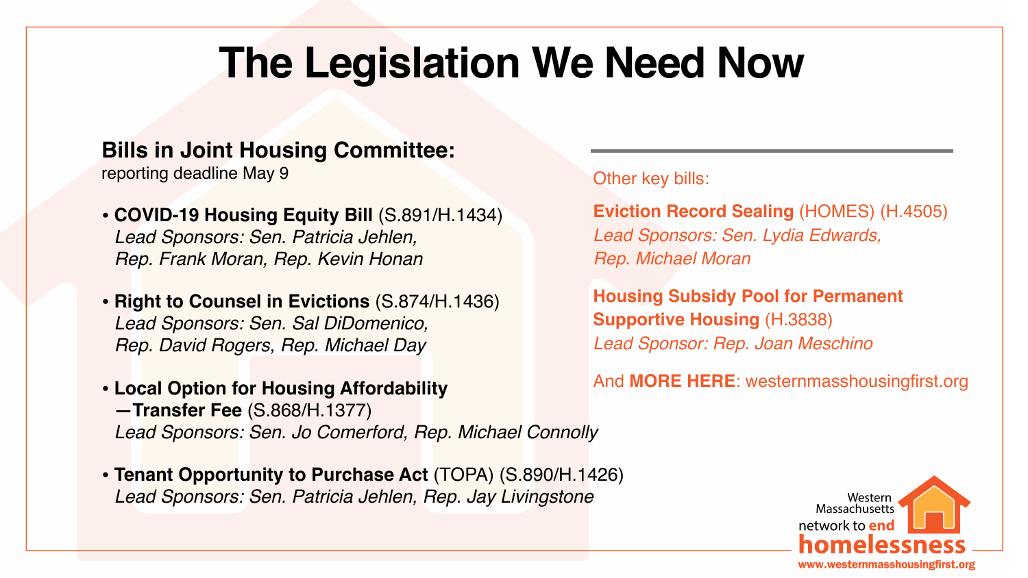# The Legislation We Need Now

**Bills in Joint Housing Committee:**
reporting deadline May 9

- **COVID-19 Housing Equity Bill** (S.891/H.1434)
  *Lead Sponsors: Sen. Patricia Jehlen, Rep. Frank Moran, Rep. Kevin Honan*

- **Right to Counsel in Evictions** (S.874/H.1436)
  *Lead Sponsors: Sen. Sal DiDomenico, Rep. David Rogers, Rep. Michael Day*

- **Local Option for Housing Affordability —Transfer Fee** (S.868/H.1377)
  *Lead Sponsors: Sen. Jo Comerford, Rep. Michael Connolly*

- **Tenant Opportunity to Purchase Act** (TOPA) (S.890/H.1426)
  *Lead Sponsors: Sen. Patricia Jehlen, Rep. Jay Livingstone*

---

Other key bills:

**Eviction Record Sealing** (HOMES) (H.4505)
*Lead Sponsors: Sen. Lydia Edwards, Rep. Michael Moran*

**Housing Subsidy Pool for Permanent Supportive Housing** (H.3838)
*Lead Sponsor: Rep. Joan Meschino*

And **MORE HERE**: westernmasshousingfirst.org

Western Massachusetts network to end homelessness
www.westernmasshousingfirst.org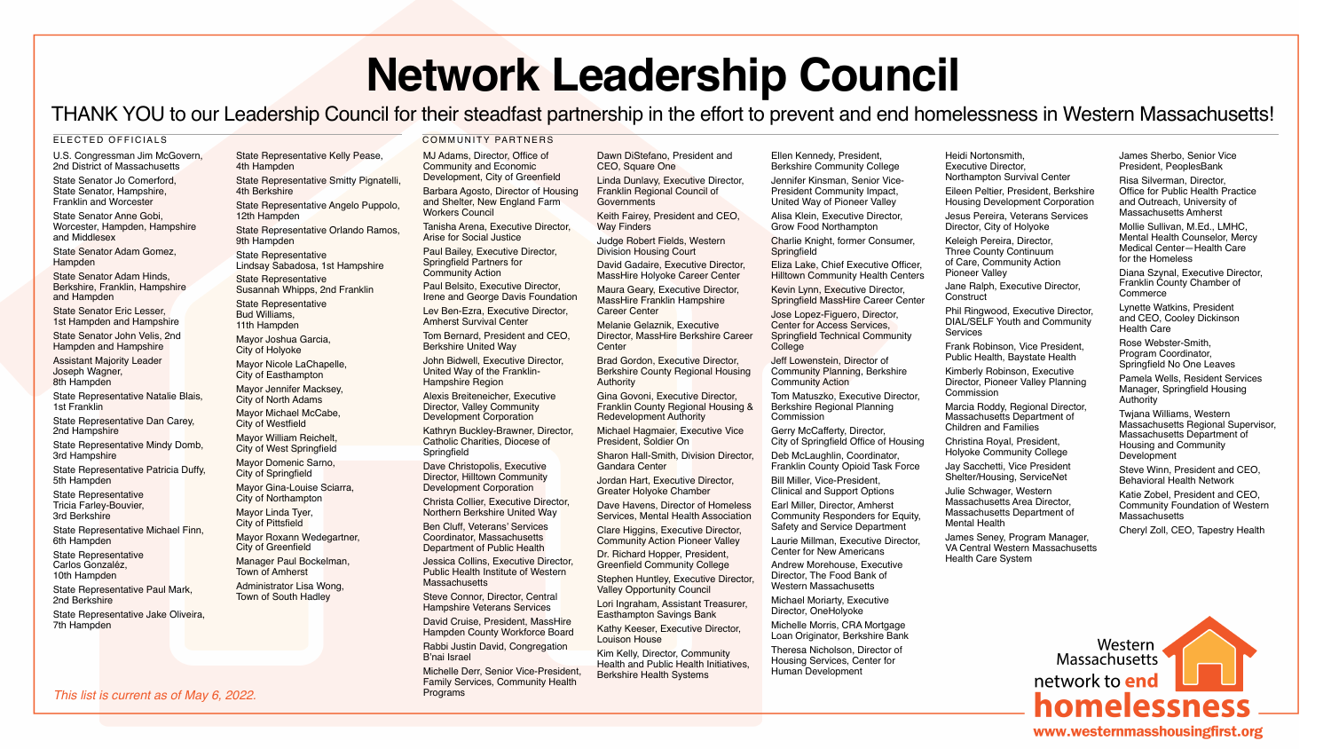# Network Leadership Council

THANK YOU to our Leadership Council for their steadfast partnership in the effort to prevent and end homelessness in Western Massachusetts!

## ELECTED OFFICIALS

U.S. Congressman Jim McGovern, 2nd District of Massachusetts

State Senator Jo Comerford, State Senator, Hampshire, Franklin and Worcester

State Senator Anne Gobi, Worcester, Hampden, Hampshire and Middlesex

State Senator Adam Gomez, Hampden

State Senator Adam Hinds, Berkshire, Franklin, Hampshire and Hampden

State Senator Eric Lesser, 1st Hampden and Hampshire

State Senator John Velis, 2nd Hampden and Hampshire

Assistant Majority Leader Joseph Wagner, 8th Hampden

State Representative Natalie Blais, 1st Franklin

State Representative Dan Carey, 2nd Hampshire

State Representative Mindy Domb, 3rd Hampshire

State Representative Patricia Duffy, 5th Hampden

State Representative Tricia Farley-Bouvier, 3rd Berkshire

State Representative Michael Finn, 6th Hampden

State Representative Carlos Gonzaléz, 10th Hampden

State Representative Paul Mark, 2nd Berkshire

State Representative Jake Oliveira, 7th Hampden

State Representative Kelly Pease, 4th Hampden

State Representative Smitty Pignatelli, 4th Berkshire

State Representative Angelo Puppolo, 12th Hampden

State Representative Orlando Ramos, 9th Hampden

State Representative Lindsay Sabadosa, 1st Hampshire

State Representative Susannah Whipps, 2nd Franklin

State Representative Bud Williams, 11th Hampden

Mayor Joshua Garcia, City of Holyoke

Mayor Nicole LaChapelle, City of Easthampton

Mayor Jennifer Macksey, City of North Adams

Mayor Michael McCabe, City of Westfield

Mayor William Reichelt, City of West Springfield

Mayor Domenic Sarno, City of Springfield

Mayor Gina-Louise Sciarra, City of Northampton

Mayor Linda Tyer, City of Pittsfield

Mayor Roxann Wedegartner, City of Greenfield

Manager Paul Bockelman, Town of Amherst

Administrator Lisa Wong, Town of South Hadley

## COMMUNITY PARTNERS

MJ Adams, Director, Office of Community and Economic Development, City of Greenfield

Barbara Agosto, Director of Housing and Shelter, New England Farm Workers Council

Tanisha Arena, Executive Director, Arise for Social Justice

Paul Bailey, Executive Director, Springfield Partners for Community Action

Paul Belsito, Executive Director, Irene and George Davis Foundation

Lev Ben-Ezra, Executive Director, Amherst Survival Center

Tom Bernard, President and CEO, Berkshire United Way

John Bidwell, Executive Director, United Way of the Franklin-Hampshire Region

Alexis Breiteneicher, Executive Director, Valley Community Development Corporation

Kathryn Buckley-Brawner, Director, Catholic Charities, Diocese of Springfield

Dave Christopolis, Executive Director, Hilltown Community Development Corporation

Christa Collier, Executive Director, Northern Berkshire United Way

Ben Cluff, Veterans' Services Coordinator, Massachusetts Department of Public Health

Jessica Collins, Executive Director, Public Health Institute of Western Massachusetts

Steve Connor, Director, Central Hampshire Veterans Services

David Cruise, President, MassHire Hampden County Workforce Board

Rabbi Justin David, Congregation B'nai Israel

Michelle Derr, Senior Vice-President, Family Services, Community Health Programs

Dawn DiStefano, President and CEO, Square One

Linda Dunlavy, Executive Director, Franklin Regional Council of Governments

Keith Fairey, President and CEO, Way Finders

Judge Robert Fields, Western Division Housing Court

David Gadaire, Executive Director, MassHire Holyoke Career Center

Maura Geary, Executive Director, MassHire Franklin Hampshire Career Center

Melanie Gelaznik, Executive Director, MassHire Berkshire Career Center

Brad Gordon, Executive Director, Berkshire County Regional Housing Authority

Gina Govoni, Executive Director, Franklin County Regional Housing & Redevelopment Authority

Michael Hagmaier, Executive Vice President, Soldier On

Sharon Hall-Smith, Division Director, Gandara Center

Jordan Hart, Executive Director, Greater Holyoke Chamber

Dave Havens, Director of Homeless Services, Mental Health Association

Clare Higgins, Executive Director, Community Action Pioneer Valley

Dr. Richard Hopper, President, Greenfield Community College

Stephen Huntley, Executive Director, Valley Opportunity Council

Lori Ingraham, Assistant Treasurer, Easthampton Savings Bank

Kathy Keeser, Executive Director, Louison House

Kim Kelly, Director, Community Health and Public Health Initiatives, Berkshire Health Systems

Ellen Kennedy, President, Berkshire Community College

Jennifer Kinsman, Senior Vice-President Community Impact, United Way of Pioneer Valley

Alisa Klein, Executive Director, Grow Food Northampton

Charlie Knight, former Consumer, Springfield

Eliza Lake, Chief Executive Officer, Hilltown Community Health Centers

Kevin Lynn, Executive Director, Springfield MassHire Career Center

Jose Lopez-Figuero, Director, Center for Access Services, Springfield Technical Community College

Jeff Lowenstein, Director of Community Planning, Berkshire Community Action

Tom Matuszko, Executive Director, Berkshire Regional Planning Commission

Gerry McCafferty, Director, City of Springfield Office of Housing

Deb McLaughlin, Coordinator, Franklin County Opioid Task Force

Bill Miller, Vice-President, Clinical and Support Options

Earl Miller, Director, Amherst Community Responders for Equity, Safety and Service Department

Laurie Millman, Executive Director, Center for New Americans

Andrew Morehouse, Executive Director, The Food Bank of Western Massachusetts

Michael Moriarty, Executive Director, OneHolyoke

Michelle Morris, CRA Mortgage Loan Originator, Berkshire Bank

Theresa Nicholson, Director of Housing Services, Center for Human Development

Heidi Nortonsmith, Executive Director, Northampton Survival Center

Eileen Peltier, President, Berkshire Housing Development Corporation

Jesus Pereira, Veterans Services Director, City of Holyoke

Keleigh Pereira, Director, Three County Continuum of Care, Community Action Pioneer Valley

Jane Ralph, Executive Director, Construct

Phil Ringwood, Executive Director, DIAL/SELF Youth and Community Services

Frank Robinson, Vice President, Public Health, Baystate Health

Kimberly Robinson, Executive Director, Pioneer Valley Planning Commission

Marcia Roddy, Regional Director, Massachusetts Department of Children and Families

Christina Royal, President, Holyoke Community College

Jay Sacchetti, Vice President Shelter/Housing, ServiceNet

Julie Schwager, Western Massachusetts Area Director, Massachusetts Department of Mental Health

James Seney, Program Manager, VA Central Western Massachusetts Health Care System

James Sherbo, Senior Vice President, PeoplesBank

Risa Silverman, Director, Office for Public Health Practice and Outreach, University of Massachusetts Amherst

Mollie Sullivan, M.Ed., LMHC, Mental Health Counselor, Mercy Medical Center—Health Care for the Homeless

Diana Szynal, Executive Director, Franklin County Chamber of Commerce

Lynette Watkins, President and CEO, Cooley Dickinson Health Care

Rose Webster-Smith, Program Coordinator, Springfield No One Leaves

Pamela Wells, Resident Services Manager, Springfield Housing Authority

Twjana Williams, Western Massachusetts Regional Supervisor, Massachusetts Department of Housing and Community Development

Steve Winn, President and CEO, Behavioral Health Network

Katie Zobel, President and CEO, Community Foundation of Western Massachusetts

Cheryl Zoll, CEO, Tapestry Health

*This list is current as of May 6, 2022.*

Western Massachusetts network to end homelessness

www.westernmasshousingfirst.org